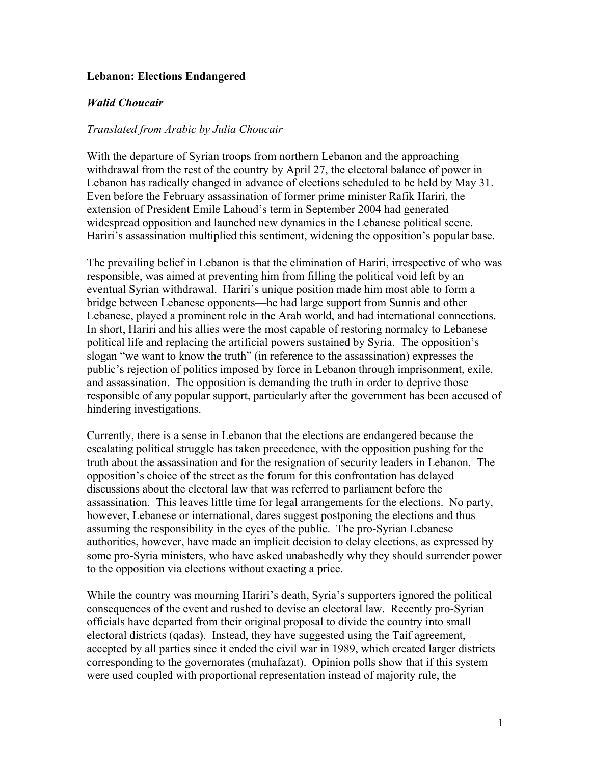**Lebanon: Elections Endangered**

***Walid Choucair***

*Translated from Arabic by Julia Choucair*

With the departure of Syrian troops from northern Lebanon and the approaching withdrawal from the rest of the country by April 27, the electoral balance of power in Lebanon has radically changed in advance of elections scheduled to be held by May 31. Even before the February assassination of former prime minister Rafik Hariri, the extension of President Emile Lahoud's term in September 2004 had generated widespread opposition and launched new dynamics in the Lebanese political scene. Hariri's assassination multiplied this sentiment, widening the opposition's popular base.

The prevailing belief in Lebanon is that the elimination of Hariri, irrespective of who was responsible, was aimed at preventing him from filling the political void left by an eventual Syrian withdrawal. Hariri´s unique position made him most able to form a bridge between Lebanese opponents—he had large support from Sunnis and other Lebanese, played a prominent role in the Arab world, and had international connections. In short, Hariri and his allies were the most capable of restoring normalcy to Lebanese political life and replacing the artificial powers sustained by Syria. The opposition's slogan "we want to know the truth" (in reference to the assassination) expresses the public's rejection of politics imposed by force in Lebanon through imprisonment, exile, and assassination. The opposition is demanding the truth in order to deprive those responsible of any popular support, particularly after the government has been accused of hindering investigations.

Currently, there is a sense in Lebanon that the elections are endangered because the escalating political struggle has taken precedence, with the opposition pushing for the truth about the assassination and for the resignation of security leaders in Lebanon. The opposition's choice of the street as the forum for this confrontation has delayed discussions about the electoral law that was referred to parliament before the assassination. This leaves little time for legal arrangements for the elections. No party, however, Lebanese or international, dares suggest postponing the elections and thus assuming the responsibility in the eyes of the public. The pro-Syrian Lebanese authorities, however, have made an implicit decision to delay elections, as expressed by some pro-Syria ministers, who have asked unabashedly why they should surrender power to the opposition via elections without exacting a price.

While the country was mourning Hariri's death, Syria's supporters ignored the political consequences of the event and rushed to devise an electoral law. Recently pro-Syrian officials have departed from their original proposal to divide the country into small electoral districts (qadas). Instead, they have suggested using the Taif agreement, accepted by all parties since it ended the civil war in 1989, which created larger districts corresponding to the governorates (muhafazat). Opinion polls show that if this system were used coupled with proportional representation instead of majority rule, the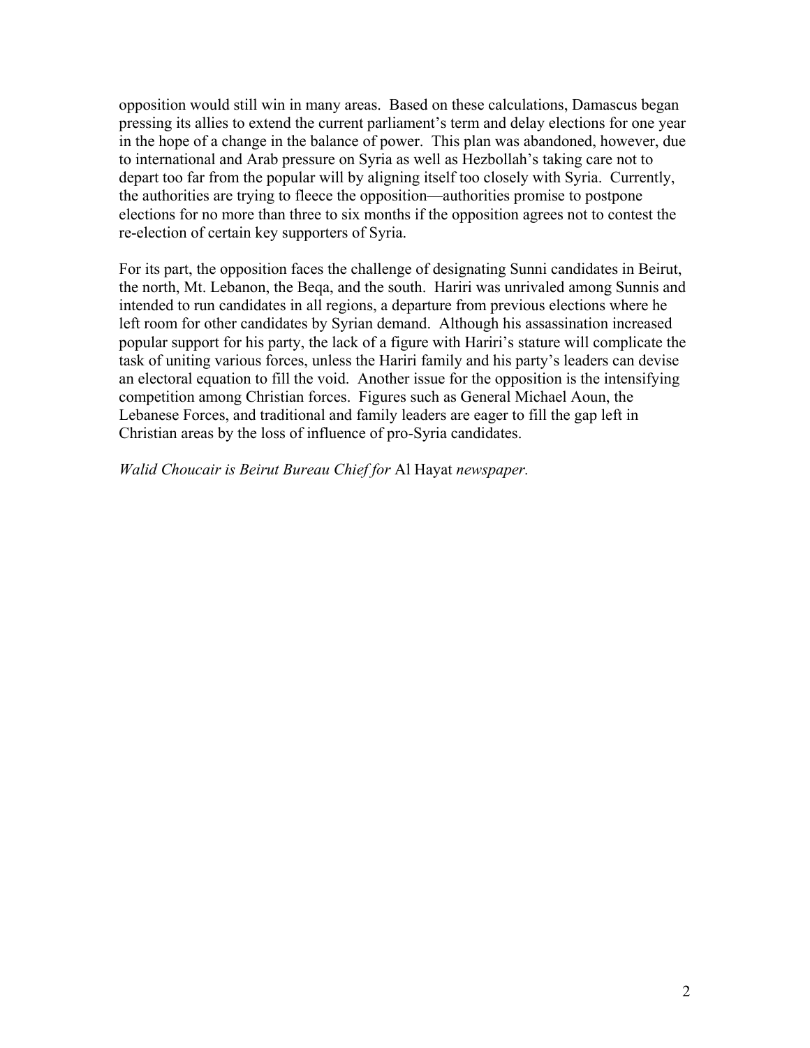opposition would still win in many areas. Based on these calculations, Damascus began pressing its allies to extend the current parliament's term and delay elections for one year in the hope of a change in the balance of power. This plan was abandoned, however, due to international and Arab pressure on Syria as well as Hezbollah's taking care not to depart too far from the popular will by aligning itself too closely with Syria. Currently, the authorities are trying to fleece the opposition—authorities promise to postpone elections for no more than three to six months if the opposition agrees not to contest the re-election of certain key supporters of Syria.

For its part, the opposition faces the challenge of designating Sunni candidates in Beirut, the north, Mt. Lebanon, the Beqa, and the south. Hariri was unrivaled among Sunnis and intended to run candidates in all regions, a departure from previous elections where he left room for other candidates by Syrian demand. Although his assassination increased popular support for his party, the lack of a figure with Hariri's stature will complicate the task of uniting various forces, unless the Hariri family and his party's leaders can devise an electoral equation to fill the void. Another issue for the opposition is the intensifying competition among Christian forces. Figures such as General Michael Aoun, the Lebanese Forces, and traditional and family leaders are eager to fill the gap left in Christian areas by the loss of influence of pro-Syria candidates.

*Walid Choucair is Beirut Bureau Chief for* Al Hayat *newspaper.*